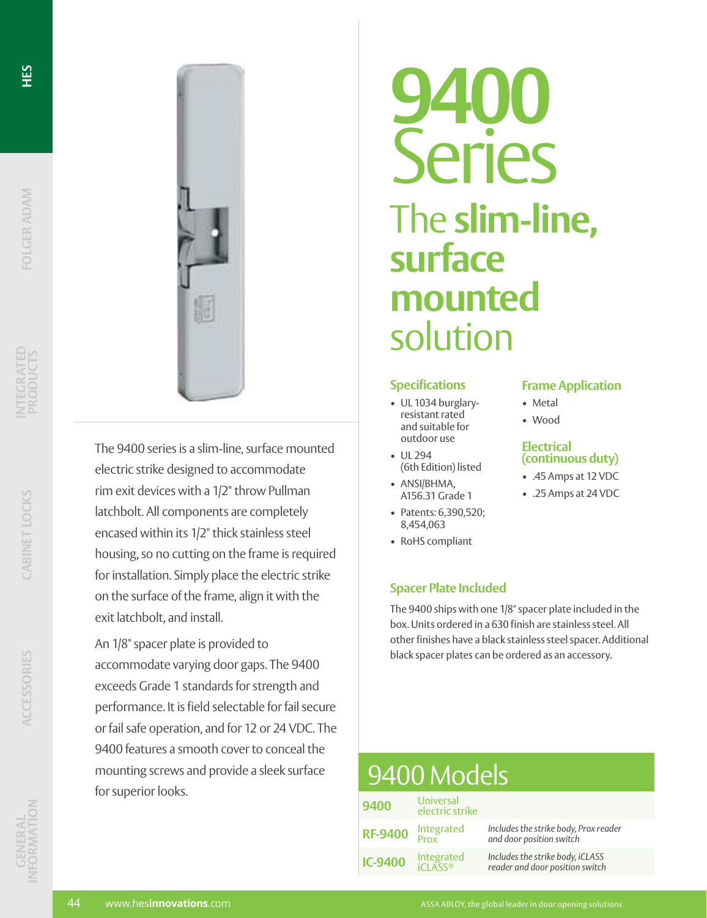# 9400 Series

## The **slim-line, surface mounted** solution

The 9400 series is a slim-line, surface mounted electric strike designed to accommodate rim exit devices with a 1/2" throw Pullman latchbolt. All components are completely encased within its 1/2" thick stainless steel housing, so no cutting on the frame is required for installation. Simply place the electric strike on the surface of the frame, align it with the exit latchbolt, and install.

An 1/8" spacer plate is provided to accommodate varying door gaps. The 9400 exceeds Grade 1 standards for strength and performance. It is field selectable for fail secure or fail safe operation, and for 12 or 24 VDC. The 9400 features a smooth cover to conceal the mounting screws and provide a sleek surface for superior looks.

### Specifications

- UL 1034 burglary-resistant rated and suitable for outdoor use
- UL 294 (6th Edition) listed
- ANSI/BHMA, A156.31 Grade 1
- Patents: 6,390,520; 8,454,063
- RoHS compliant

### Frame Application

- Metal
- Wood

### Electrical (continuous duty)

- .45 Amps at 12 VDC
- .25 Amps at 24 VDC

### Spacer Plate Included

The 9400 ships with one 1/8" spacer plate included in the box. Units ordered in a 630 finish are stainless steel. All other finishes have a black stainless steel spacer. Additional black spacer plates can be ordered as an accessory.

## 9400 Models

| Model | Type | Description |
|---|---|---|
| **9400** | Universal electric strike | |
| **RF-9400** | Integrated Prox | *Includes the strike body, Prox reader and door position switch* |
| **IC-9400** | Integrated iCLASS® | *Includes the strike body, iCLASS reader and door position switch* |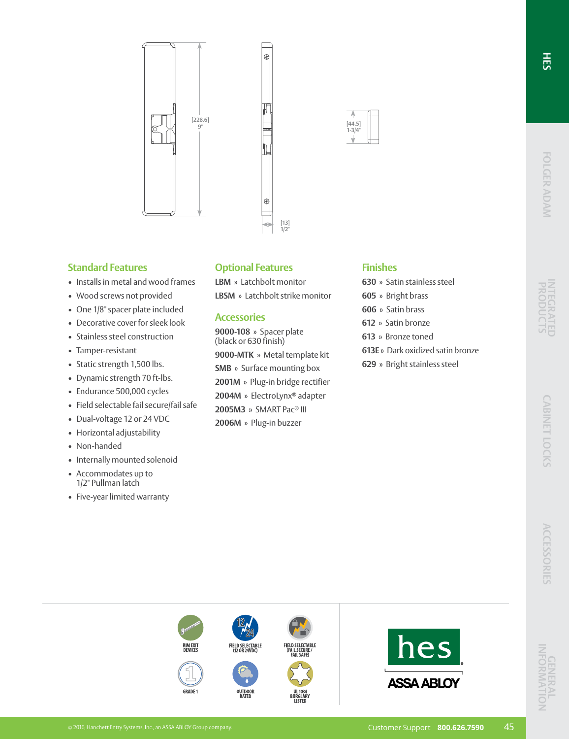[228.6]
9"

[13]
1/2"

[44.5]
1-3/4"

## Standard Features

- Installs in metal and wood frames
- Wood screws not provided
- One 1/8" spacer plate included
- Decorative cover for sleek look
- Stainless steel construction
- Tamper-resistant
- Static strength 1,500 lbs.
- Dynamic strength 70 ft-lbs.
- Endurance 500,000 cycles
- Field selectable fail secure/fail safe
- Dual-voltage 12 or 24 VDC
- Horizontal adjustability
- Non-handed
- Internally mounted solenoid
- Accommodates up to 1/2" Pullman latch
- Five-year limited warranty

## Optional Features

**LBM** » Latchbolt monitor

**LBSM** » Latchbolt strike monitor

## Accessories

**9000-108** » Spacer plate (black or 630 finish)

**9000-MTK** » Metal template kit

**SMB** » Surface mounting box

**2001M** » Plug-in bridge rectifier

**2004M** » ElectroLynx® adapter

**2005M3** » SMART Pac® III

**2006M** » Plug-in buzzer

## Finishes

**630** » Satin stainless steel

**605** » Bright brass

**606** » Satin brass

**612** » Satin bronze

**613** » Bronze toned

**613E** » Dark oxidized satin bronze

**629** » Bright stainless steel

RIM EXIT DEVICES

FIELD SELECTABLE (12 OR 24VDC)

FIELD SELECTABLE (FAIL SECURE / FAIL SAFE)

GRADE 1

OUTDOOR RATED

UL 1034 BURGLARY LISTED

hes ASSA ABLOY

© 2016, Hanchett Entry Systems, Inc., an ASSA ABLOY Group company.

Customer Support **800.626.7590**